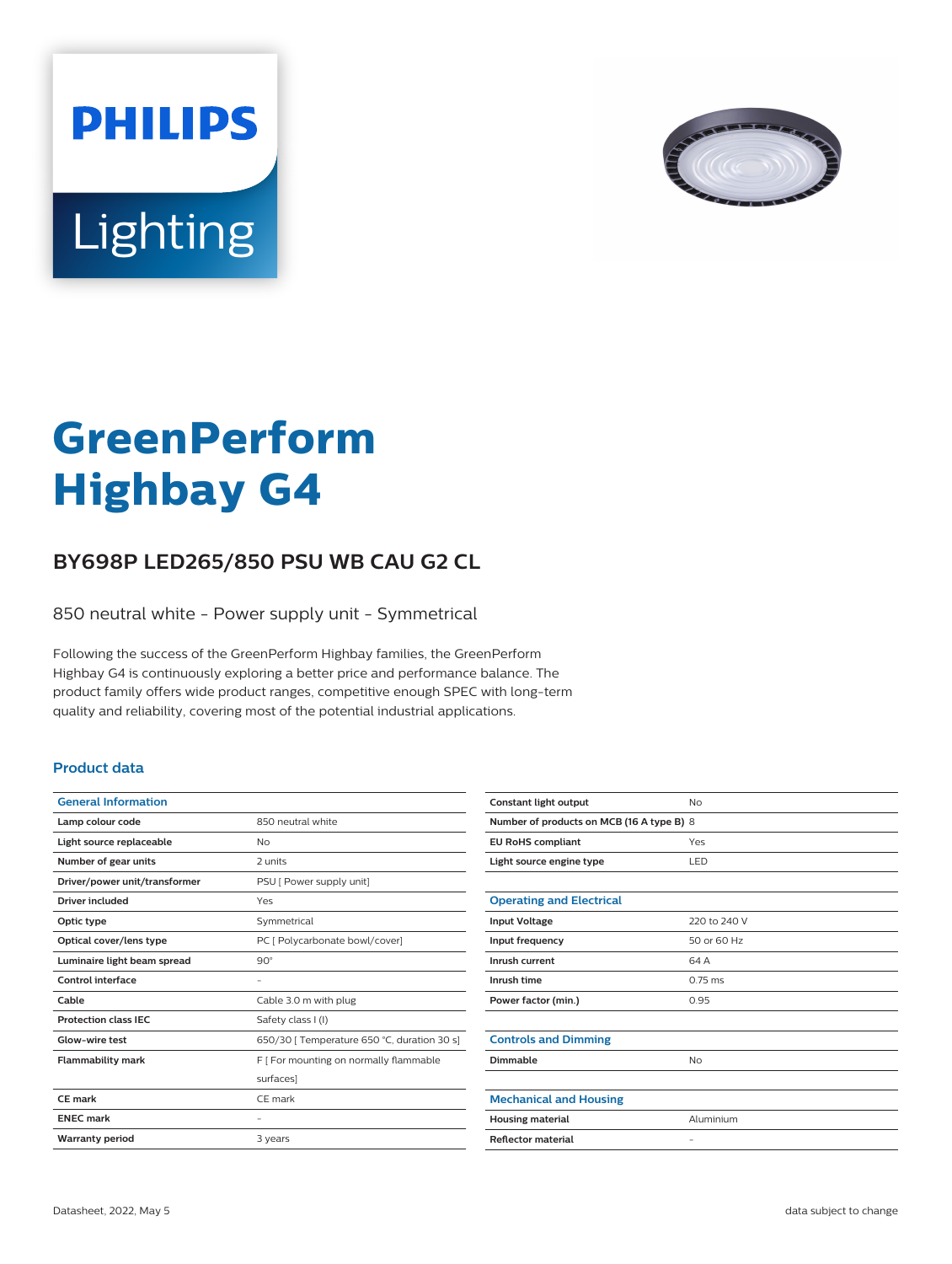# GreenPerform Highbay G4

## BY698P LED265/850 PSU WB CAU G2 CL

850 neutral white - Power supply unit - Symmetrical

Following the success of the GreenPerform Highbay families, the GreenPerform Highbay G4 is continuously exploring a better price and performance balance. The product family offers wide product ranges, competitive enough SPEC with long-term quality and reliability, covering most of the potential industrial applications.

### Product data

| General Information | |
|---|---|
| Lamp colour code | 850 neutral white |
| Light source replaceable | No |
| Number of gear units | 2 units |
| Driver/power unit/transformer | PSU [ Power supply unit] |
| Driver included | Yes |
| Optic type | Symmetrical |
| Optical cover/lens type | PC [ Polycarbonate bowl/cover] |
| Luminaire light beam spread | 90° |
| Control interface | - |
| Cable | Cable 3.0 m with plug |
| Protection class IEC | Safety class I (I) |
| Glow-wire test | 650/30 [ Temperature 650 °C, duration 30 s] |
| Flammability mark | F [ For mounting on normally flammable surfaces] |
| CE mark | CE mark |
| ENEC mark | - |
| Warranty period | 3 years |
| Constant light output | No |
| Number of products on MCB (16 A type B) | 8 |
| EU RoHS compliant | Yes |
| Light source engine type | LED |

| Operating and Electrical | |
|---|---|
| Input Voltage | 220 to 240 V |
| Input frequency | 50 or 60 Hz |
| Inrush current | 64 A |
| Inrush time | 0.75 ms |
| Power factor (min.) | 0.95 |

| Controls and Dimming | |
|---|---|
| Dimmable | No |

| Mechanical and Housing | |
|---|---|
| Housing material | Aluminium |
| Reflector material | - |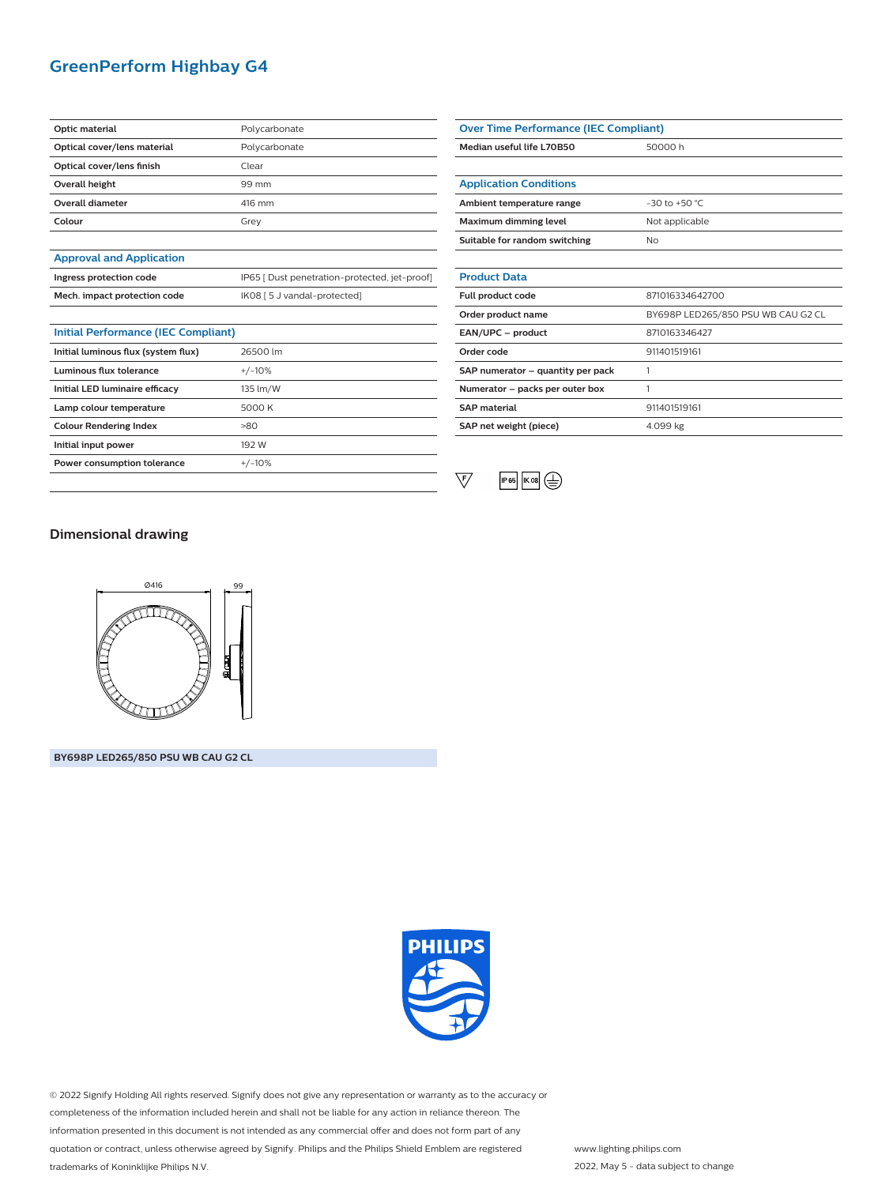# GreenPerform Highbay G4

| | |
|---|---|
| **Optic material** | Polycarbonate |
| **Optical cover/lens material** | Polycarbonate |
| **Optical cover/lens finish** | Clear |
| **Overall height** | 99 mm |
| **Overall diameter** | 416 mm |
| **Colour** | Grey |

## Approval and Application

| | |
|---|---|
| **Ingress protection code** | IP65 [ Dust penetration-protected, jet-proof] |
| **Mech. impact protection code** | IK08 [ 5 J vandal-protected] |

## Initial Performance (IEC Compliant)

| | |
|---|---|
| **Initial luminous flux (system flux)** | 26500 lm |
| **Luminous flux tolerance** | +/-10% |
| **Initial LED luminaire efficacy** | 135 lm/W |
| **Lamp colour temperature** | 5000 K |
| **Colour Rendering Index** | >80 |
| **Initial input power** | 192 W |
| **Power consumption tolerance** | +/-10% |

## Over Time Performance (IEC Compliant)

| | |
|---|---|
| **Median useful life L70B50** | 50000 h |

## Application Conditions

| | |
|---|---|
| **Ambient temperature range** | -30 to +50 °C |
| **Maximum dimming level** | Not applicable |
| **Suitable for random switching** | No |

## Product Data

| | |
|---|---|
| **Full product code** | 871016334642700 |
| **Order product name** | BY698P LED265/850 PSU WB CAU G2 CL |
| **EAN/UPC – product** | 8710163346427 |
| **Order code** | 911401519161 |
| **SAP numerator – quantity per pack** | 1 |
| **Numerator – packs per outer box** | 1 |
| **SAP material** | 911401519161 |
| **SAP net weight (piece)** | 4.099 kg |

## Dimensional drawing

Ø416

99

**BY698P LED265/850 PSU WB CAU G2 CL**

© 2022 Signify Holding All rights reserved. Signify does not give any representation or warranty as to the accuracy or completeness of the information included herein and shall not be liable for any action in reliance thereon. The information presented in this document is not intended as any commercial offer and does not form part of any quotation or contract, unless otherwise agreed by Signify. Philips and the Philips Shield Emblem are registered trademarks of Koninklijke Philips N.V.

www.lighting.philips.com

2022, May 5 - data subject to change